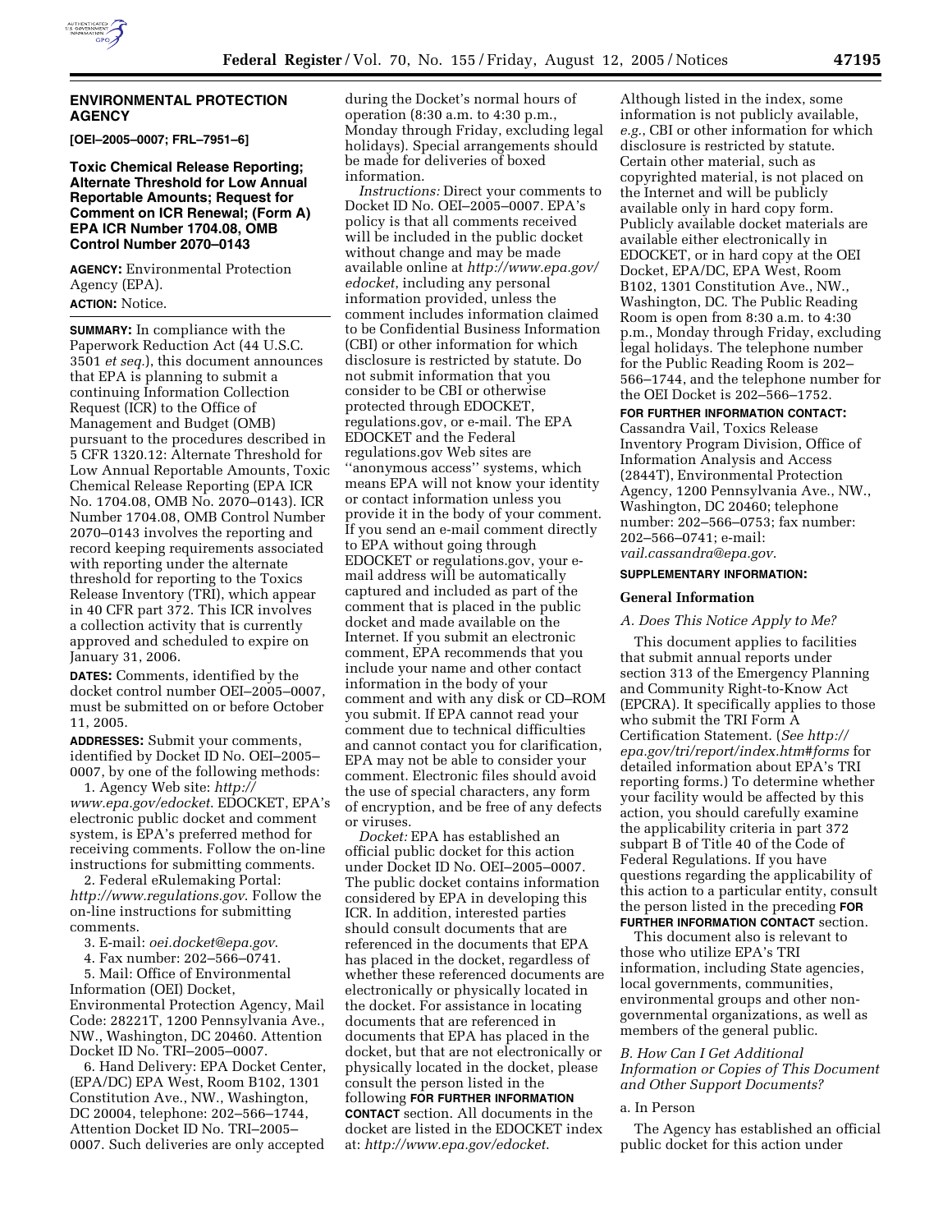## ENVIRONMENTAL PROTECTION AGENCY

**[OEI–2005–0007; FRL–7951–6]**

### Toxic Chemical Release Reporting; Alternate Threshold for Low Annual Reportable Amounts; Request for Comment on ICR Renewal; (Form A) EPA ICR Number 1704.08, OMB Control Number 2070–0143

**AGENCY:** Environmental Protection Agency (EPA).

**ACTION:** Notice.

**SUMMARY:** In compliance with the Paperwork Reduction Act (44 U.S.C. 3501 *et seq.*), this document announces that EPA is planning to submit a continuing Information Collection Request (ICR) to the Office of Management and Budget (OMB) pursuant to the procedures described in 5 CFR 1320.12: Alternate Threshold for Low Annual Reportable Amounts, Toxic Chemical Release Reporting (EPA ICR No. 1704.08, OMB No. 2070–0143). ICR Number 1704.08, OMB Control Number 2070–0143 involves the reporting and record keeping requirements associated with reporting under the alternate threshold for reporting to the Toxics Release Inventory (TRI), which appear in 40 CFR part 372. This ICR involves a collection activity that is currently approved and scheduled to expire on January 31, 2006.

**DATES:** Comments, identified by the docket control number OEI–2005–0007, must be submitted on or before October 11, 2005.

**ADDRESSES:** Submit your comments, identified by Docket ID No. OEI–2005–0007, by one of the following methods:

1. Agency Web site: *http://www.epa.gov/edocket.* EDOCKET, EPA's electronic public docket and comment system, is EPA's preferred method for receiving comments. Follow the on-line instructions for submitting comments.

2. Federal eRulemaking Portal: *http://www.regulations.gov*. Follow the on-line instructions for submitting comments.

3. E-mail: *oei.docket@epa.gov*.

4. Fax number: 202–566–0741.

5. Mail: Office of Environmental Information (OEI) Docket, Environmental Protection Agency, Mail Code: 28221T, 1200 Pennsylvania Ave., NW., Washington, DC 20460. Attention Docket ID No. TRI–2005–0007.

6. Hand Delivery: EPA Docket Center, (EPA/DC) EPA West, Room B102, 1301 Constitution Ave., NW., Washington, DC 20004, telephone: 202–566–1744, Attention Docket ID No. TRI–2005–0007. Such deliveries are only accepted during the Docket's normal hours of operation (8:30 a.m. to 4:30 p.m., Monday through Friday, excluding legal holidays). Special arrangements should be made for deliveries of boxed information.

*Instructions:* Direct your comments to Docket ID No. OEI–2005–0007. EPA's policy is that all comments received will be included in the public docket without change and may be made available online at *http://www.epa.gov/edocket*, including any personal information provided, unless the comment includes information claimed to be Confidential Business Information (CBI) or other information for which disclosure is restricted by statute. Do not submit information that you consider to be CBI or otherwise protected through EDOCKET, regulations.gov, or e-mail. The EPA EDOCKET and the Federal regulations.gov Web sites are ''anonymous access'' systems, which means EPA will not know your identity or contact information unless you provide it in the body of your comment. If you send an e-mail comment directly to EPA without going through EDOCKET or regulations.gov, your e-mail address will be automatically captured and included as part of the comment that is placed in the public docket and made available on the Internet. If you submit an electronic comment, EPA recommends that you include your name and other contact information in the body of your comment and with any disk or CD–ROM you submit. If EPA cannot read your comment due to technical difficulties and cannot contact you for clarification, EPA may not be able to consider your comment. Electronic files should avoid the use of special characters, any form of encryption, and be free of any defects or viruses.

*Docket:* EPA has established an official public docket for this action under Docket ID No. OEI–2005–0007. The public docket contains information considered by EPA in developing this ICR. In addition, interested parties should consult documents that are referenced in the documents that EPA has placed in the docket, regardless of whether these referenced documents are electronically or physically located in the docket. For assistance in locating documents that are referenced in documents that EPA has placed in the docket, but that are not electronically or physically located in the docket, please consult the person listed in the following **FOR FURTHER INFORMATION CONTACT** section. All documents in the docket are listed in the EDOCKET index at: *http://www.epa.gov/edocket.* Although listed in the index, some information is not publicly available, *e.g.*, CBI or other information for which disclosure is restricted by statute. Certain other material, such as copyrighted material, is not placed on the Internet and will be publicly available only in hard copy form. Publicly available docket materials are available either electronically in EDOCKET, or in hard copy at the OEI Docket, EPA/DC, EPA West, Room B102, 1301 Constitution Ave., NW., Washington, DC. The Public Reading Room is open from 8:30 a.m. to 4:30 p.m., Monday through Friday, excluding legal holidays. The telephone number for the Public Reading Room is 202–566–1744, and the telephone number for the OEI Docket is 202–566–1752.

**FOR FURTHER INFORMATION CONTACT:** Cassandra Vail, Toxics Release Inventory Program Division, Office of Information Analysis and Access (2844T), Environmental Protection Agency, 1200 Pennsylvania Ave., NW., Washington, DC 20460; telephone number: 202–566–0753; fax number: 202–566–0741; e-mail: *vail.cassandra@epa.gov*.

**SUPPLEMENTARY INFORMATION:**

### General Information

*A. Does This Notice Apply to Me?*

This document applies to facilities that submit annual reports under section 313 of the Emergency Planning and Community Right-to-Know Act (EPCRA). It specifically applies to those who submit the TRI Form A Certification Statement. (*See http://epa.gov/tri/report/index.htm#forms* for detailed information about EPA's TRI reporting forms.) To determine whether your facility would be affected by this action, you should carefully examine the applicability criteria in part 372 subpart B of Title 40 of the Code of Federal Regulations. If you have questions regarding the applicability of this action to a particular entity, consult the person listed in the preceding **FOR FURTHER INFORMATION CONTACT** section.

This document also is relevant to those who utilize EPA's TRI information, including State agencies, local governments, communities, environmental groups and other non-governmental organizations, as well as members of the general public.

*B. How Can I Get Additional Information or Copies of This Document and Other Support Documents?*

a. In Person

The Agency has established an official public docket for this action under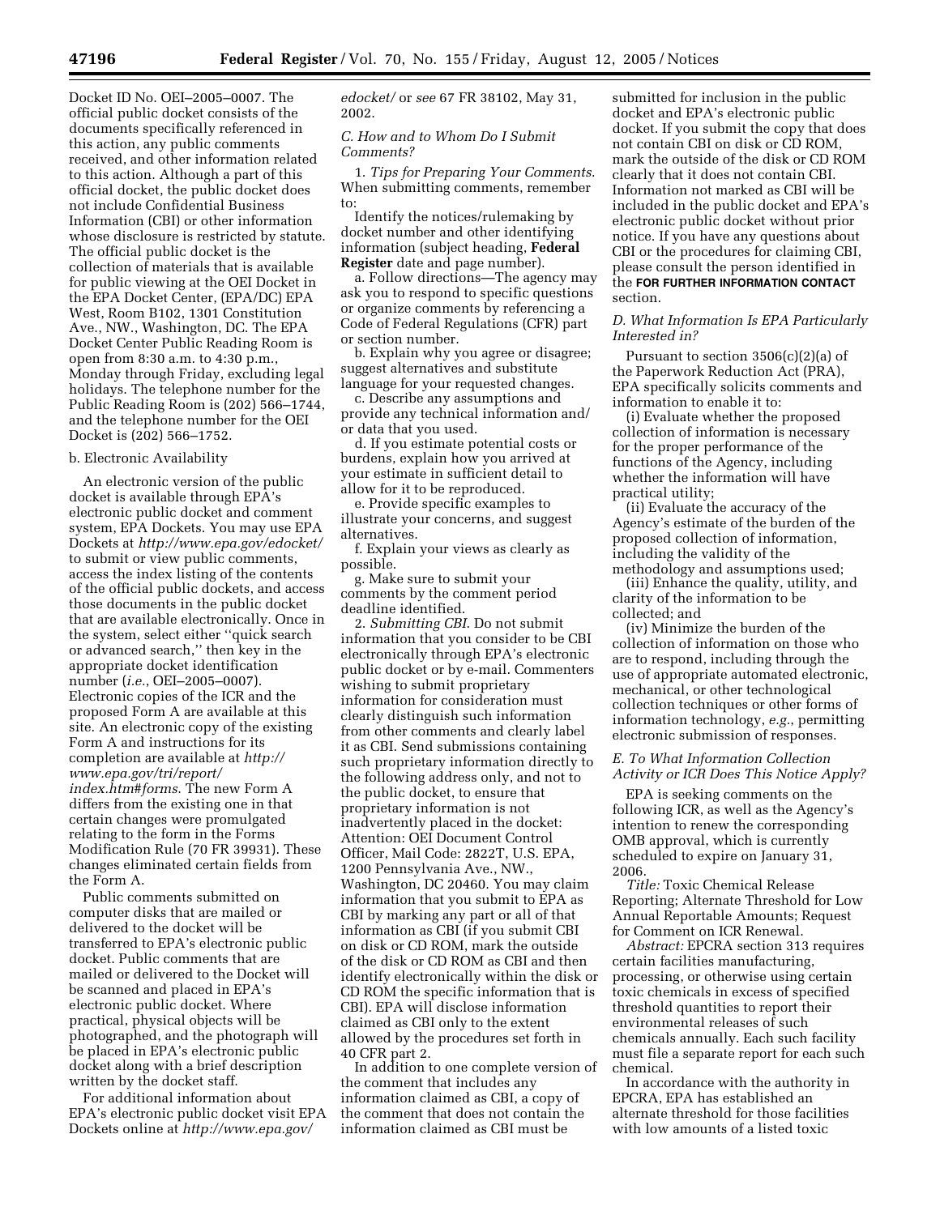Docket ID No. OEI–2005–0007. The official public docket consists of the documents specifically referenced in this action, any public comments received, and other information related to this action. Although a part of this official docket, the public docket does not include Confidential Business Information (CBI) or other information whose disclosure is restricted by statute. The official public docket is the collection of materials that is available for public viewing at the OEI Docket in the EPA Docket Center, (EPA/DC) EPA West, Room B102, 1301 Constitution Ave., NW., Washington, DC. The EPA Docket Center Public Reading Room is open from 8:30 a.m. to 4:30 p.m., Monday through Friday, excluding legal holidays. The telephone number for the Public Reading Room is (202) 566–1744, and the telephone number for the OEI Docket is (202) 566–1752.

b. Electronic Availability

An electronic version of the public docket is available through EPA's electronic public docket and comment system, EPA Dockets. You may use EPA Dockets at *http://www.epa.gov/edocket/* to submit or view public comments, access the index listing of the contents of the official public dockets, and access those documents in the public docket that are available electronically. Once in the system, select either ''quick search or advanced search,'' then key in the appropriate docket identification number (*i.e.*, OEI–2005–0007). Electronic copies of the ICR and the proposed Form A are available at this site. An electronic copy of the existing Form A and instructions for its completion are available at *http://www.epa.gov/tri/report/index.htm#forms*. The new Form A differs from the existing one in that certain changes were promulgated relating to the form in the Forms Modification Rule (70 FR 39931). These changes eliminated certain fields from the Form A.

Public comments submitted on computer disks that are mailed or delivered to the docket will be transferred to EPA's electronic public docket. Public comments that are mailed or delivered to the Docket will be scanned and placed in EPA's electronic public docket. Where practical, physical objects will be photographed, and the photograph will be placed in EPA's electronic public docket along with a brief description written by the docket staff.

For additional information about EPA's electronic public docket visit EPA Dockets online at *http://www.epa.gov/edocket/* or *see* 67 FR 38102, May 31, 2002.

*C. How and to Whom Do I Submit Comments?*

1. *Tips for Preparing Your Comments*. When submitting comments, remember to:

Identify the notices/rulemaking by docket number and other identifying information (subject heading, **Federal Register** date and page number).

a. Follow directions—The agency may ask you to respond to specific questions or organize comments by referencing a Code of Federal Regulations (CFR) part or section number.

b. Explain why you agree or disagree; suggest alternatives and substitute language for your requested changes.

c. Describe any assumptions and provide any technical information and/or data that you used.

d. If you estimate potential costs or burdens, explain how you arrived at your estimate in sufficient detail to allow for it to be reproduced.

e. Provide specific examples to illustrate your concerns, and suggest alternatives.

f. Explain your views as clearly as possible.

g. Make sure to submit your comments by the comment period deadline identified.

2. *Submitting CBI*. Do not submit information that you consider to be CBI electronically through EPA's electronic public docket or by e-mail. Commenters wishing to submit proprietary information for consideration must clearly distinguish such information from other comments and clearly label it as CBI. Send submissions containing such proprietary information directly to the following address only, and not to the public docket, to ensure that proprietary information is not inadvertently placed in the docket: Attention: OEI Document Control Officer, Mail Code: 2822T, U.S. EPA, 1200 Pennsylvania Ave., NW., Washington, DC 20460. You may claim information that you submit to EPA as CBI by marking any part or all of that information as CBI (if you submit CBI on disk or CD ROM, mark the outside of the disk or CD ROM as CBI and then identify electronically within the disk or CD ROM the specific information that is CBI). EPA will disclose information claimed as CBI only to the extent allowed by the procedures set forth in 40 CFR part 2.

In addition to one complete version of the comment that includes any information claimed as CBI, a copy of the comment that does not contain the information claimed as CBI must be submitted for inclusion in the public docket and EPA's electronic public docket. If you submit the copy that does not contain CBI on disk or CD ROM, mark the outside of the disk or CD ROM clearly that it does not contain CBI. Information not marked as CBI will be included in the public docket and EPA's electronic public docket without prior notice. If you have any questions about CBI or the procedures for claiming CBI, please consult the person identified in the **FOR FURTHER INFORMATION CONTACT** section.

*D. What Information Is EPA Particularly Interested in?*

Pursuant to section 3506(c)(2)(a) of the Paperwork Reduction Act (PRA), EPA specifically solicits comments and information to enable it to:

(i) Evaluate whether the proposed collection of information is necessary for the proper performance of the functions of the Agency, including whether the information will have practical utility;

(ii) Evaluate the accuracy of the Agency's estimate of the burden of the proposed collection of information, including the validity of the methodology and assumptions used;

(iii) Enhance the quality, utility, and clarity of the information to be collected; and

(iv) Minimize the burden of the collection of information on those who are to respond, including through the use of appropriate automated electronic, mechanical, or other technological collection techniques or other forms of information technology, *e.g.*, permitting electronic submission of responses.

*E. To What Information Collection Activity or ICR Does This Notice Apply?*

EPA is seeking comments on the following ICR, as well as the Agency's intention to renew the corresponding OMB approval, which is currently scheduled to expire on January 31, 2006.

*Title:* Toxic Chemical Release Reporting; Alternate Threshold for Low Annual Reportable Amounts; Request for Comment on ICR Renewal.

*Abstract:* EPCRA section 313 requires certain facilities manufacturing, processing, or otherwise using certain toxic chemicals in excess of specified threshold quantities to report their environmental releases of such chemicals annually. Each such facility must file a separate report for each such chemical.

In accordance with the authority in EPCRA, EPA has established an alternate threshold for those facilities with low amounts of a listed toxic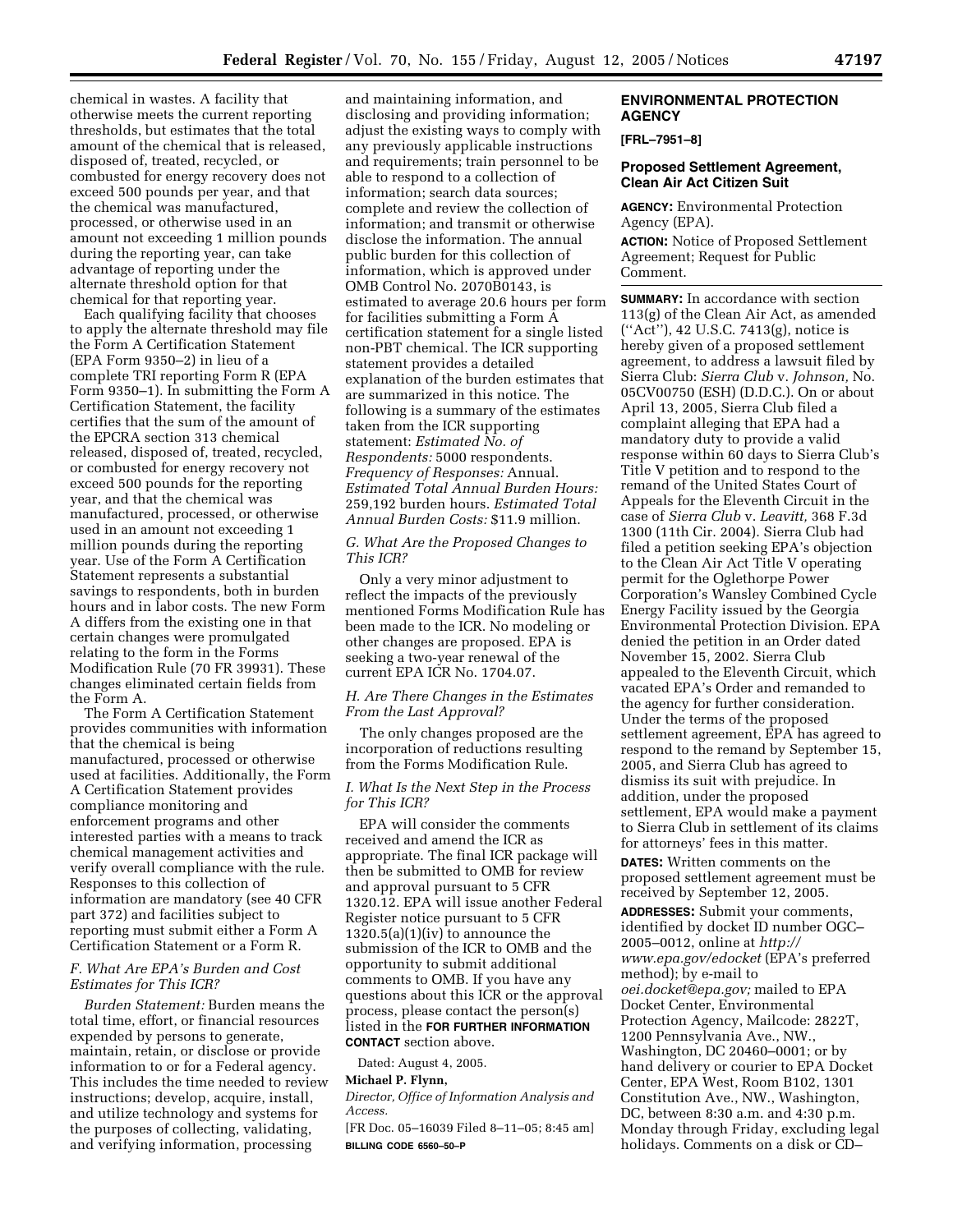chemical in wastes. A facility that otherwise meets the current reporting thresholds, but estimates that the total amount of the chemical that is released, disposed of, treated, recycled, or combusted for energy recovery does not exceed 500 pounds per year, and that the chemical was manufactured, processed, or otherwise used in an amount not exceeding 1 million pounds during the reporting year, can take advantage of reporting under the alternate threshold option for that chemical for that reporting year.

Each qualifying facility that chooses to apply the alternate threshold may file the Form A Certification Statement (EPA Form 9350–2) in lieu of a complete TRI reporting Form R (EPA Form 9350–1). In submitting the Form A Certification Statement, the facility certifies that the sum of the amount of the EPCRA section 313 chemical released, disposed of, treated, recycled, or combusted for energy recovery not exceed 500 pounds for the reporting year, and that the chemical was manufactured, processed, or otherwise used in an amount not exceeding 1 million pounds during the reporting year. Use of the Form A Certification Statement represents a substantial savings to respondents, both in burden hours and in labor costs. The new Form A differs from the existing one in that certain changes were promulgated relating to the form in the Forms Modification Rule (70 FR 39931). These changes eliminated certain fields from the Form A.

The Form A Certification Statement provides communities with information that the chemical is being manufactured, processed or otherwise used at facilities. Additionally, the Form A Certification Statement provides compliance monitoring and enforcement programs and other interested parties with a means to track chemical management activities and verify overall compliance with the rule. Responses to this collection of information are mandatory (see 40 CFR part 372) and facilities subject to reporting must submit either a Form A Certification Statement or a Form R.

### *F. What Are EPA's Burden and Cost Estimates for This ICR?*

*Burden Statement:* Burden means the total time, effort, or financial resources expended by persons to generate, maintain, retain, or disclose or provide information to or for a Federal agency. This includes the time needed to review instructions; develop, acquire, install, and utilize technology and systems for the purposes of collecting, validating, and verifying information, processing and maintaining information, and disclosing and providing information; adjust the existing ways to comply with any previously applicable instructions and requirements; train personnel to be able to respond to a collection of information; search data sources; complete and review the collection of information; and transmit or otherwise disclose the information. The annual public burden for this collection of information, which is approved under OMB Control No. 2070B0143, is estimated to average 20.6 hours per form for facilities submitting a Form A certification statement for a single listed non-PBT chemical. The ICR supporting statement provides a detailed explanation of the burden estimates that are summarized in this notice. The following is a summary of the estimates taken from the ICR supporting statement: *Estimated No. of Respondents:* 5000 respondents. *Frequency of Responses:* Annual. *Estimated Total Annual Burden Hours:* 259,192 burden hours. *Estimated Total Annual Burden Costs:* $11.9 million.

### *G. What Are the Proposed Changes to This ICR?*

Only a very minor adjustment to reflect the impacts of the previously mentioned Forms Modification Rule has been made to the ICR. No modeling or other changes are proposed. EPA is seeking a two-year renewal of the current EPA ICR No. 1704.07.

### *H. Are There Changes in the Estimates From the Last Approval?*

The only changes proposed are the incorporation of reductions resulting from the Forms Modification Rule.

### *I. What Is the Next Step in the Process for This ICR?*

EPA will consider the comments received and amend the ICR as appropriate. The final ICR package will then be submitted to OMB for review and approval pursuant to 5 CFR 1320.12. EPA will issue another Federal Register notice pursuant to 5 CFR 1320.5(a)(1)(iv) to announce the submission of the ICR to OMB and the opportunity to submit additional comments to OMB. If you have any questions about this ICR or the approval process, please contact the person(s) listed in the **FOR FURTHER INFORMATION CONTACT** section above.

Dated: August 4, 2005.

**Michael P. Flynn,**

*Director, Office of Information Analysis and Access.*

[FR Doc. 05–16039 Filed 8–11–05; 8:45 am]

**BILLING CODE 6560–50–P**

## ENVIRONMENTAL PROTECTION AGENCY

**[FRL–7951–8]**

## Proposed Settlement Agreement, Clean Air Act Citizen Suit

**AGENCY:** Environmental Protection Agency (EPA).

**ACTION:** Notice of Proposed Settlement Agreement; Request for Public Comment.

**SUMMARY:** In accordance with section 113(g) of the Clean Air Act, as amended (''Act''), 42 U.S.C. 7413(g), notice is hereby given of a proposed settlement agreement, to address a lawsuit filed by Sierra Club: *Sierra Club* v. *Johnson,* No. 05CV00750 (ESH) (D.D.C.). On or about April 13, 2005, Sierra Club filed a complaint alleging that EPA had a mandatory duty to provide a valid response within 60 days to Sierra Club's Title V petition and to respond to the remand of the United States Court of Appeals for the Eleventh Circuit in the case of *Sierra Club* v. *Leavitt,* 368 F.3d 1300 (11th Cir. 2004). Sierra Club had filed a petition seeking EPA's objection to the Clean Air Act Title V operating permit for the Oglethorpe Power Corporation's Wansley Combined Cycle Energy Facility issued by the Georgia Environmental Protection Division. EPA denied the petition in an Order dated November 15, 2002. Sierra Club appealed to the Eleventh Circuit, which vacated EPA's Order and remanded to the agency for further consideration. Under the terms of the proposed settlement agreement, EPA has agreed to respond to the remand by September 15, 2005, and Sierra Club has agreed to dismiss its suit with prejudice. In addition, under the proposed settlement, EPA would make a payment to Sierra Club in settlement of its claims for attorneys' fees in this matter.

**DATES:** Written comments on the proposed settlement agreement must be received by September 12, 2005.

**ADDRESSES:** Submit your comments, identified by docket ID number OGC–2005–0012, online at *http://www.epa.gov/edocket* (EPA's preferred method); by e-mail to *oei.docket@epa.gov;* mailed to EPA Docket Center, Environmental Protection Agency, Mailcode: 2822T, 1200 Pennsylvania Ave., NW., Washington, DC 20460–0001; or by hand delivery or courier to EPA Docket Center, EPA West, Room B102, 1301 Constitution Ave., NW., Washington, DC, between 8:30 a.m. and 4:30 p.m. Monday through Friday, excluding legal holidays. Comments on a disk or CD–